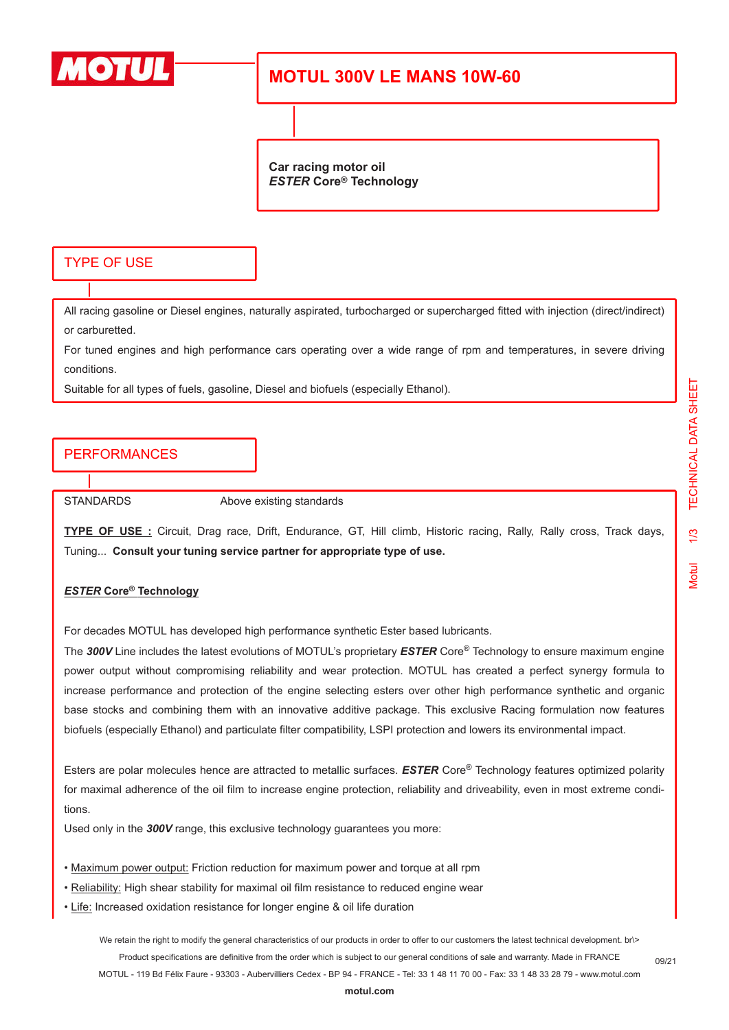# MOTUL 300V LE MANS 10W-60

**Car racing motor oil**
***ESTER* Core® Technology**

## TYPE OF USE

All racing gasoline or Diesel engines, naturally aspirated, turbocharged or supercharged fitted with injection (direct/indirect) or carburetted.

For tuned engines and high performance cars operating over a wide range of rpm and temperatures, in severe driving conditions.

Suitable for all types of fuels, gasoline, Diesel and biofuels (especially Ethanol).

## PERFORMANCES

STANDARDS Above existing standards

**TYPE OF USE :** Circuit, Drag race, Drift, Endurance, GT, Hill climb, Historic racing, Rally, Rally cross, Track days, Tuning... **Consult your tuning service partner for appropriate type of use.**

***ESTER* Core® Technology**

For decades MOTUL has developed high performance synthetic Ester based lubricants.

The ***300V*** Line includes the latest evolutions of MOTUL's proprietary ***ESTER*** Core® Technology to ensure maximum engine power output without compromising reliability and wear protection. MOTUL has created a perfect synergy formula to increase performance and protection of the engine selecting esters over other high performance synthetic and organic base stocks and combining them with an innovative additive package. This exclusive Racing formulation now features biofuels (especially Ethanol) and particulate filter compatibility, LSPI protection and lowers its environmental impact.

Esters are polar molecules hence are attracted to metallic surfaces. ***ESTER*** Core® Technology features optimized polarity for maximal adherence of the oil film to increase engine protection, reliability and driveability, even in most extreme conditions.

Used only in the ***300V*** range, this exclusive technology guarantees you more:

- Maximum power output: Friction reduction for maximum power and torque at all rpm
- Reliability: High shear stability for maximal oil film resistance to reduced engine wear
- Life: Increased oxidation resistance for longer engine & oil life duration

We retain the right to modify the general characteristics of our products in order to offer to our customers the latest technical development. br\>
Product specifications are definitive from the order which is subject to our general conditions of sale and warranty. Made in FRANCE
MOTUL - 119 Bd Félix Faure - 93303 - Aubervilliers Cedex - BP 94 - FRANCE - Tel: 33 1 48 11 70 00 - Fax: 33 1 48 33 28 79 - www.motul.com
09/21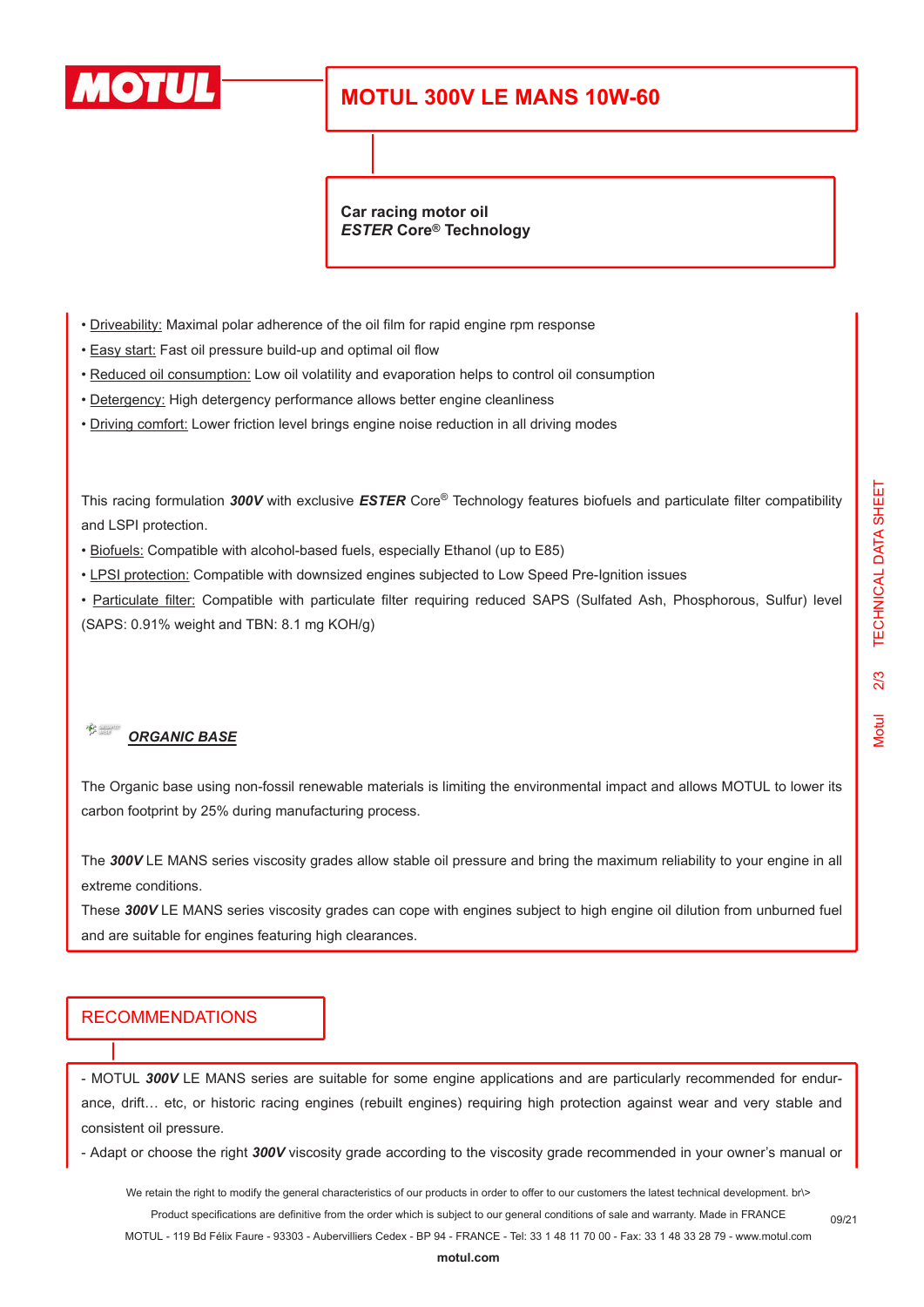# MOTUL 300V LE MANS 10W-60

**Car racing motor oil**
***ESTER* Core® Technology**

- Driveability: Maximal polar adherence of the oil film for rapid engine rpm response
- Easy start: Fast oil pressure build-up and optimal oil flow
- Reduced oil consumption: Low oil volatility and evaporation helps to control oil consumption
- Detergency: High detergency performance allows better engine cleanliness
- Driving comfort: Lower friction level brings engine noise reduction in all driving modes

This racing formulation ***300V*** with exclusive ***ESTER*** Core® Technology features biofuels and particulate filter compatibility and LSPI protection.

- Biofuels: Compatible with alcohol-based fuels, especially Ethanol (up to E85)
- LPSI protection: Compatible with downsized engines subjected to Low Speed Pre-Ignition issues
- Particulate filter: Compatible with particulate filter requiring reduced SAPS (Sulfated Ash, Phosphorous, Sulfur) level (SAPS: 0.91% weight and TBN: 8.1 mg KOH/g)

***ORGANIC BASE***

The Organic base using non-fossil renewable materials is limiting the environmental impact and allows MOTUL to lower its carbon footprint by 25% during manufacturing process.

The ***300V*** LE MANS series viscosity grades allow stable oil pressure and bring the maximum reliability to your engine in all extreme conditions.
These ***300V*** LE MANS series viscosity grades can cope with engines subject to high engine oil dilution from unburned fuel and are suitable for engines featuring high clearances.

## RECOMMENDATIONS

- MOTUL ***300V*** LE MANS series are suitable for some engine applications and are particularly recommended for endurance, drift… etc, or historic racing engines (rebuilt engines) requiring high protection against wear and very stable and consistent oil pressure.
- Adapt or choose the right ***300V*** viscosity grade according to the viscosity grade recommended in your owner's manual or

We retain the right to modify the general characteristics of our products in order to offer to our customers the latest technical development. br\>
Product specifications are definitive from the order which is subject to our general conditions of sale and warranty. Made in FRANCE
MOTUL - 119 Bd Félix Faure - 93303 - Aubervilliers Cedex - BP 94 - FRANCE - Tel: 33 1 48 11 70 00 - Fax: 33 1 48 33 28 79 - www.motul.com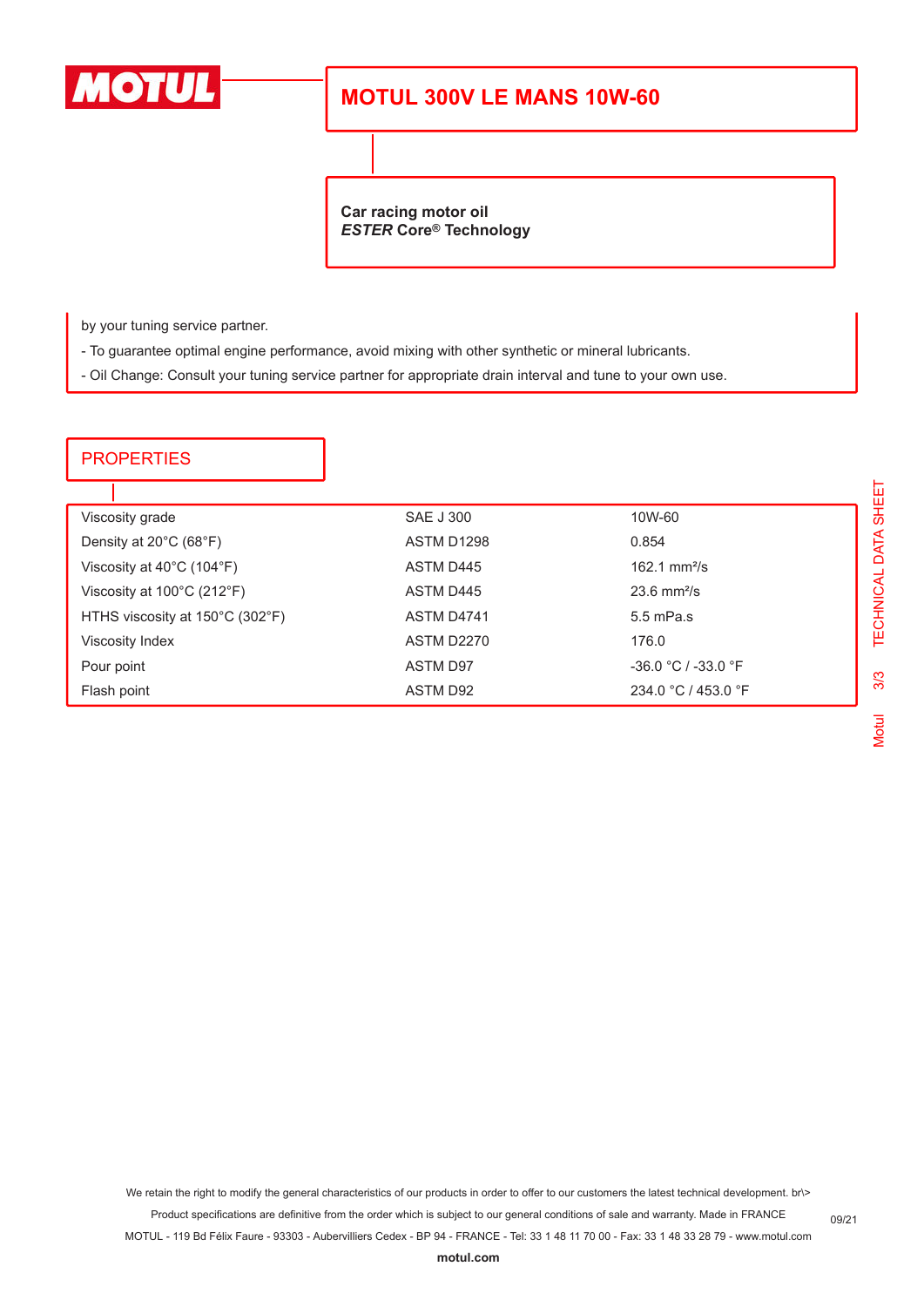# MOTUL 300V LE MANS 10W-60

**Car racing motor oil**
***ESTER* Core® Technology**

by your tuning service partner.

- To guarantee optimal engine performance, avoid mixing with other synthetic or mineral lubricants.
- Oil Change: Consult your tuning service partner for appropriate drain interval and tune to your own use.

## PROPERTIES

| | | |
|---|---|---|
| Viscosity grade | SAE J 300 | 10W-60 |
| Density at 20°C (68°F) | ASTM D1298 | 0.854 |
| Viscosity at 40°C (104°F) | ASTM D445 | 162.1 mm²/s |
| Viscosity at 100°C (212°F) | ASTM D445 | 23.6 mm²/s |
| HTHS viscosity at 150°C (302°F) | ASTM D4741 | 5.5 mPa.s |
| Viscosity Index | ASTM D2270 | 176.0 |
| Pour point | ASTM D97 | -36.0 °C / -33.0 °F |
| Flash point | ASTM D92 | 234.0 °C / 453.0 °F |

We retain the right to modify the general characteristics of our products in order to offer to our customers the latest technical development. br\>
Product specifications are definitive from the order which is subject to our general conditions of sale and warranty. Made in FRANCE
MOTUL - 119 Bd Félix Faure - 93303 - Aubervilliers Cedex - BP 94 - FRANCE - Tel: 33 1 48 11 70 00 - Fax: 33 1 48 33 28 79 - www.motul.com

09/21